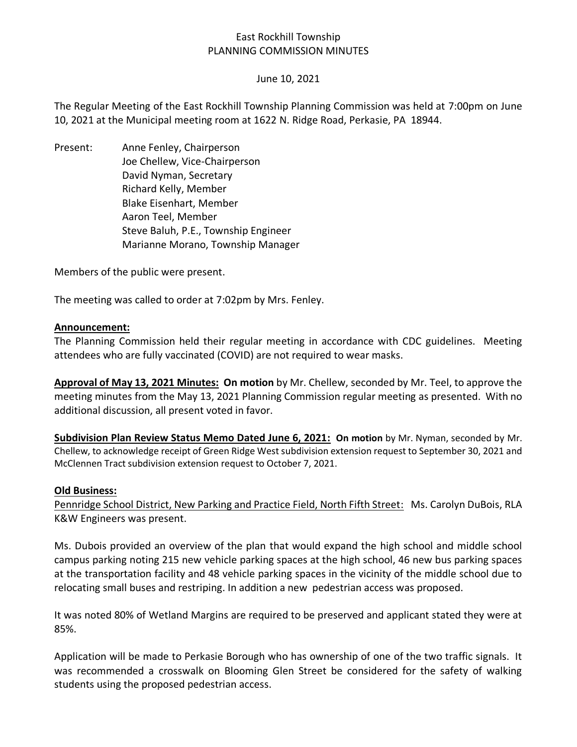# East Rockhill Township
## PLANNING COMMISSION MINUTES

June 10, 2021

The Regular Meeting of the East Rockhill Township Planning Commission was held at 7:00pm on June 10, 2021 at the Municipal meeting room at 1622 N. Ridge Road, Perkasie, PA 18944.

Present:
- Anne Fenley, Chairperson
- Joe Chellew, Vice-Chairperson
- David Nyman, Secretary
- Richard Kelly, Member
- Blake Eisenhart, Member
- Aaron Teel, Member
- Steve Baluh, P.E., Township Engineer
- Marianne Morano, Township Manager

Members of the public were present.

The meeting was called to order at 7:02pm by Mrs. Fenley.

**Announcement:**
The Planning Commission held their regular meeting in accordance with CDC guidelines. Meeting attendees who are fully vaccinated (COVID) are not required to wear masks.

**Approval of May 13, 2021 Minutes: On motion** by Mr. Chellew, seconded by Mr. Teel, to approve the meeting minutes from the May 13, 2021 Planning Commission regular meeting as presented. With no additional discussion, all present voted in favor.

**Subdivision Plan Review Status Memo Dated June 6, 2021: On motion** by Mr. Nyman, seconded by Mr. Chellew, to acknowledge receipt of Green Ridge West subdivision extension request to September 30, 2021 and McClennen Tract subdivision extension request to October 7, 2021.

**Old Business:**
Pennridge School District, New Parking and Practice Field, North Fifth Street: Ms. Carolyn DuBois, RLA K&W Engineers was present.

Ms. Dubois provided an overview of the plan that would expand the high school and middle school campus parking noting 215 new vehicle parking spaces at the high school, 46 new bus parking spaces at the transportation facility and 48 vehicle parking spaces in the vicinity of the middle school due to relocating small buses and restriping. In addition a new pedestrian access was proposed.

It was noted 80% of Wetland Margins are required to be preserved and applicant stated they were at 85%.

Application will be made to Perkasie Borough who has ownership of one of the two traffic signals. It was recommended a crosswalk on Blooming Glen Street be considered for the safety of walking students using the proposed pedestrian access.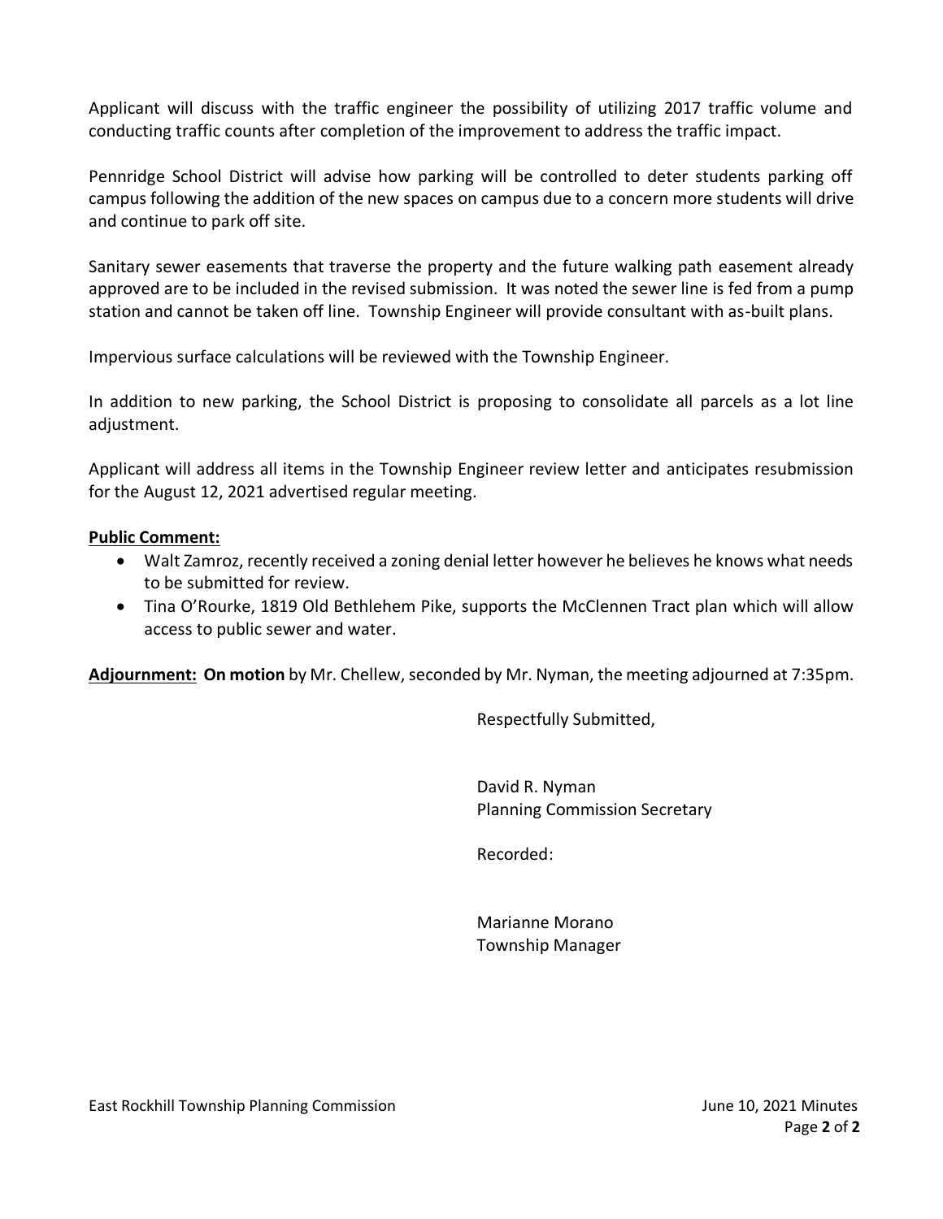Applicant will discuss with the traffic engineer the possibility of utilizing 2017 traffic volume and conducting traffic counts after completion of the improvement to address the traffic impact.

Pennridge School District will advise how parking will be controlled to deter students parking off campus following the addition of the new spaces on campus due to a concern more students will drive and continue to park off site.

Sanitary sewer easements that traverse the property and the future walking path easement already approved are to be included in the revised submission. It was noted the sewer line is fed from a pump station and cannot be taken off line. Township Engineer will provide consultant with as-built plans.

Impervious surface calculations will be reviewed with the Township Engineer.

In addition to new parking, the School District is proposing to consolidate all parcels as a lot line adjustment.

Applicant will address all items in the Township Engineer review letter and anticipates resubmission for the August 12, 2021 advertised regular meeting.

**Public Comment:**

- Walt Zamroz, recently received a zoning denial letter however he believes he knows what needs to be submitted for review.
- Tina O'Rourke, 1819 Old Bethlehem Pike, supports the McClennen Tract plan which will allow access to public sewer and water.

**Adjournment: On motion** by Mr. Chellew, seconded by Mr. Nyman, the meeting adjourned at 7:35pm.

Respectfully Submitted,

David R. Nyman
Planning Commission Secretary

Recorded:

Marianne Morano
Township Manager